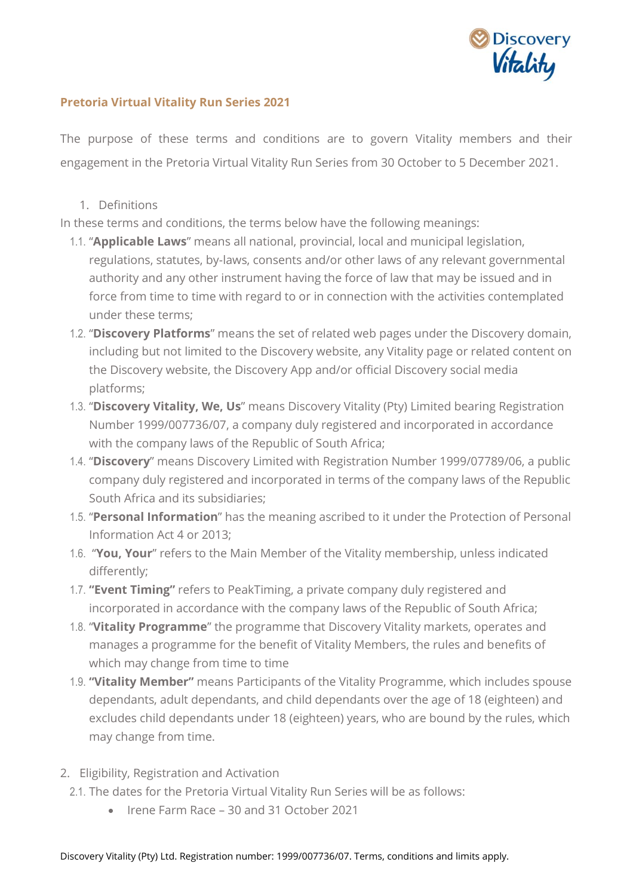## Pretoria Virtual Vitality Run Series 2021

The purpose of these terms and conditions are to govern Vitality members and their engagement in the Pretoria Virtual Vitality Run Series from 30 October to 5 December 2021.

1. Definitions

In these terms and conditions, the terms below have the following meanings:

1.1. "**Applicable Laws**" means all national, provincial, local and municipal legislation, regulations, statutes, by-laws, consents and/or other laws of any relevant governmental authority and any other instrument having the force of law that may be issued and in force from time to time with regard to or in connection with the activities contemplated under these terms;

1.2. "**Discovery Platforms**" means the set of related web pages under the Discovery domain, including but not limited to the Discovery website, any Vitality page or related content on the Discovery website, the Discovery App and/or official Discovery social media platforms;

1.3. "**Discovery Vitality, We, Us**" means Discovery Vitality (Pty) Limited bearing Registration Number 1999/007736/07, a company duly registered and incorporated in accordance with the company laws of the Republic of South Africa;

1.4. "**Discovery**" means Discovery Limited with Registration Number 1999/07789/06, a public company duly registered and incorporated in terms of the company laws of the Republic South Africa and its subsidiaries;

1.5. "**Personal Information**" has the meaning ascribed to it under the Protection of Personal Information Act 4 or 2013;

1.6. "**You, Your**" refers to the Main Member of the Vitality membership, unless indicated differently;

1.7. **"Event Timing"** refers to PeakTiming, a private company duly registered and incorporated in accordance with the company laws of the Republic of South Africa;

1.8. "**Vitality Programme**" the programme that Discovery Vitality markets, operates and manages a programme for the benefit of Vitality Members, the rules and benefits of which may change from time to time

1.9. **"Vitality Member"** means Participants of the Vitality Programme, which includes spouse dependants, adult dependants, and child dependants over the age of 18 (eighteen) and excludes child dependants under 18 (eighteen) years, who are bound by the rules, which may change from time.

2. Eligibility, Registration and Activation

2.1. The dates for the Pretoria Virtual Vitality Run Series will be as follows:

- Irene Farm Race – 30 and 31 October 2021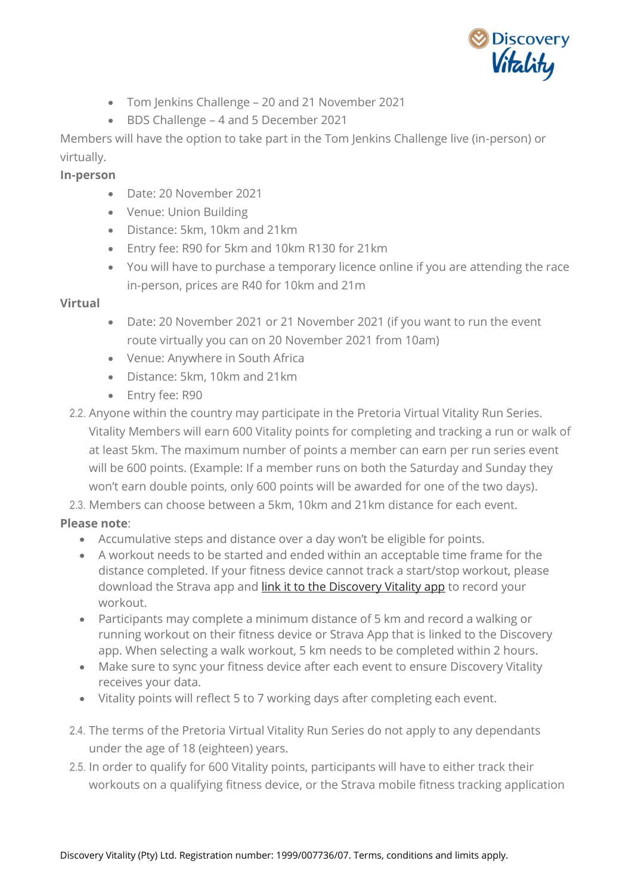- Tom Jenkins Challenge – 20 and 21 November 2021
- BDS Challenge – 4 and 5 December 2021

Members will have the option to take part in the Tom Jenkins Challenge live (in-person) or virtually.

**In-person**

- Date: 20 November 2021
- Venue: Union Building
- Distance: 5km, 10km and 21km
- Entry fee: R90 for 5km and 10km R130 for 21km
- You will have to purchase a temporary licence online if you are attending the race in-person, prices are R40 for 10km and 21m

**Virtual**

- Date: 20 November 2021 or 21 November 2021 (if you want to run the event route virtually you can on 20 November 2021 from 10am)
- Venue: Anywhere in South Africa
- Distance: 5km, 10km and 21km
- Entry fee: R90

2.2. Anyone within the country may participate in the Pretoria Virtual Vitality Run Series. Vitality Members will earn 600 Vitality points for completing and tracking a run or walk of at least 5km. The maximum number of points a member can earn per run series event will be 600 points. (Example: If a member runs on both the Saturday and Sunday they won't earn double points, only 600 points will be awarded for one of the two days).

2.3. Members can choose between a 5km, 10km and 21km distance for each event.

**Please note**:

- Accumulative steps and distance over a day won't be eligible for points.
- A workout needs to be started and ended within an acceptable time frame for the distance completed. If your fitness device cannot track a start/stop workout, please download the Strava app and link it to the Discovery Vitality app to record your workout.
- Participants may complete a minimum distance of 5 km and record a walking or running workout on their fitness device or Strava App that is linked to the Discovery app. When selecting a walk workout, 5 km needs to be completed within 2 hours.
- Make sure to sync your fitness device after each event to ensure Discovery Vitality receives your data.
- Vitality points will reflect 5 to 7 working days after completing each event.

2.4. The terms of the Pretoria Virtual Vitality Run Series do not apply to any dependants under the age of 18 (eighteen) years.

2.5. In order to qualify for 600 Vitality points, participants will have to either track their workouts on a qualifying fitness device, or the Strava mobile fitness tracking application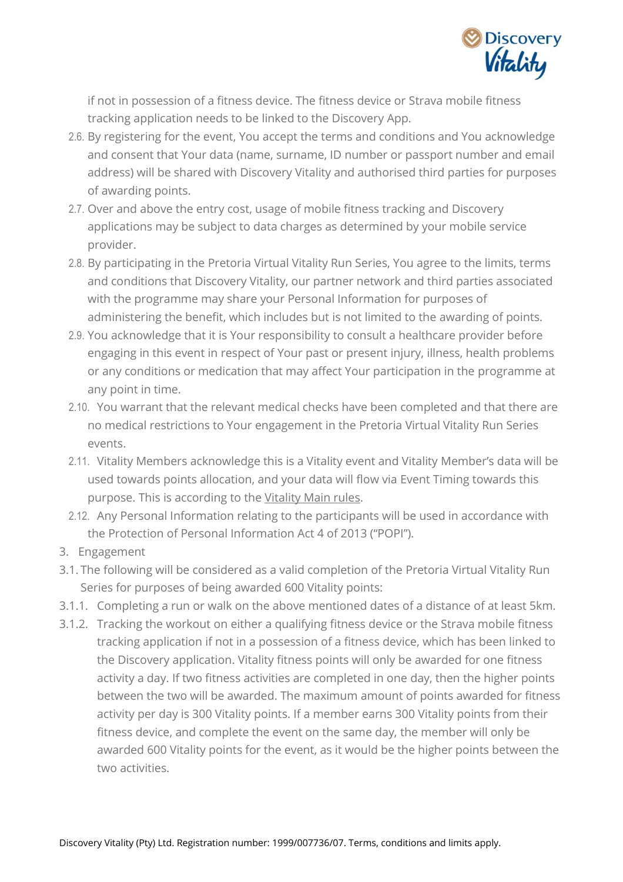if not in possession of a fitness device. The fitness device or Strava mobile fitness tracking application needs to be linked to the Discovery App.

2.6. By registering for the event, You accept the terms and conditions and You acknowledge and consent that Your data (name, surname, ID number or passport number and email address) will be shared with Discovery Vitality and authorised third parties for purposes of awarding points.

2.7. Over and above the entry cost, usage of mobile fitness tracking and Discovery applications may be subject to data charges as determined by your mobile service provider.

2.8. By participating in the Pretoria Virtual Vitality Run Series, You agree to the limits, terms and conditions that Discovery Vitality, our partner network and third parties associated with the programme may share your Personal Information for purposes of administering the benefit, which includes but is not limited to the awarding of points.

2.9. You acknowledge that it is Your responsibility to consult a healthcare provider before engaging in this event in respect of Your past or present injury, illness, health problems or any conditions or medication that may affect Your participation in the programme at any point in time.

2.10. You warrant that the relevant medical checks have been completed and that there are no medical restrictions to Your engagement in the Pretoria Virtual Vitality Run Series events.

2.11. Vitality Members acknowledge this is a Vitality event and Vitality Member's data will be used towards points allocation, and your data will flow via Event Timing towards this purpose. This is according to the Vitality Main rules.

2.12. Any Personal Information relating to the participants will be used in accordance with the Protection of Personal Information Act 4 of 2013 ("POPI").

3. Engagement

3.1. The following will be considered as a valid completion of the Pretoria Virtual Vitality Run Series for purposes of being awarded 600 Vitality points:

3.1.1. Completing a run or walk on the above mentioned dates of a distance of at least 5km.

3.1.2. Tracking the workout on either a qualifying fitness device or the Strava mobile fitness tracking application if not in a possession of a fitness device, which has been linked to the Discovery application. Vitality fitness points will only be awarded for one fitness activity a day. If two fitness activities are completed in one day, then the higher points between the two will be awarded. The maximum amount of points awarded for fitness activity per day is 300 Vitality points. If a member earns 300 Vitality points from their fitness device, and complete the event on the same day, the member will only be awarded 600 Vitality points for the event, as it would be the higher points between the two activities.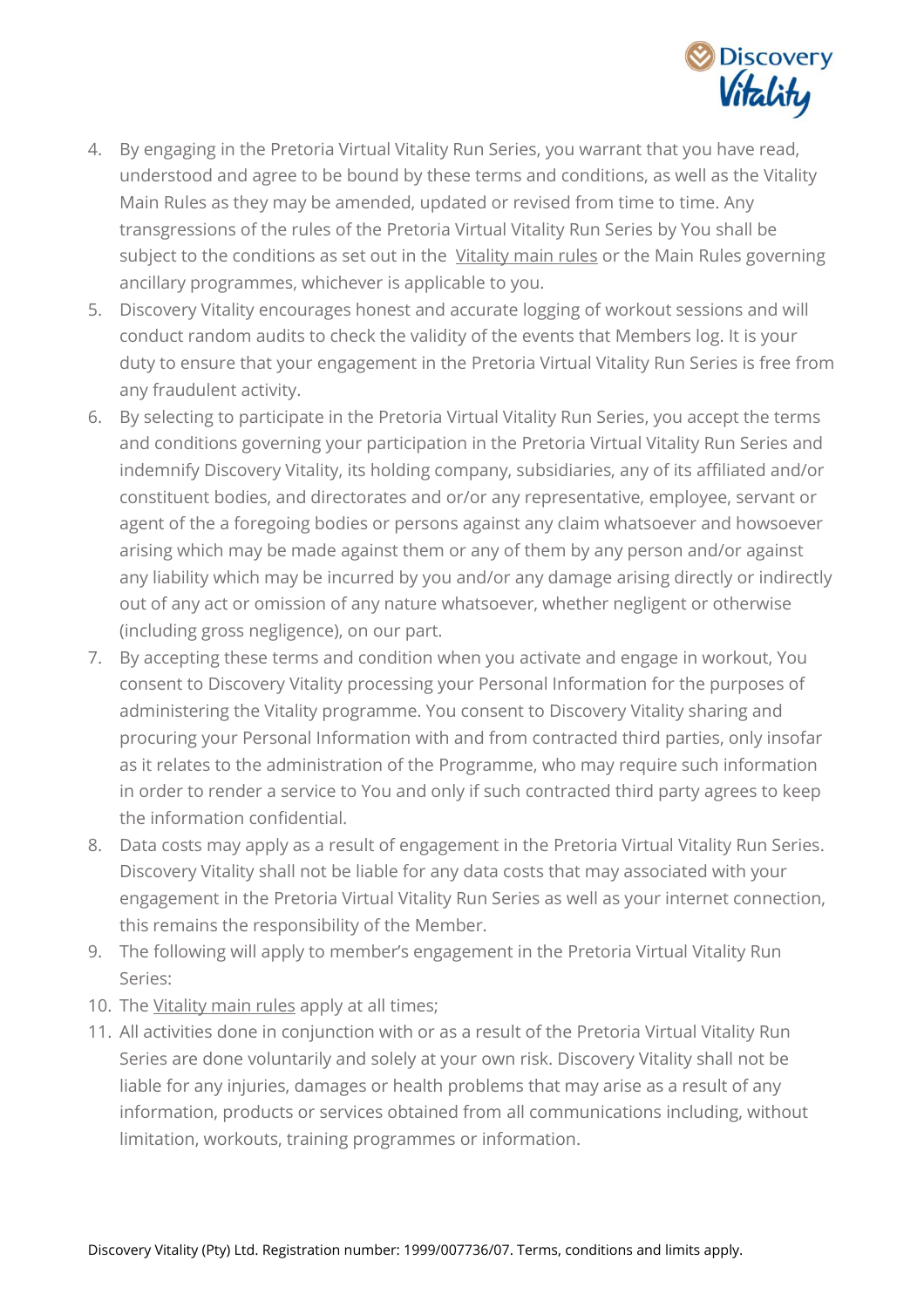4. By engaging in the Pretoria Virtual Vitality Run Series, you warrant that you have read, understood and agree to be bound by these terms and conditions, as well as the Vitality Main Rules as they may be amended, updated or revised from time to time. Any transgressions of the rules of the Pretoria Virtual Vitality Run Series by You shall be subject to the conditions as set out in the Vitality main rules or the Main Rules governing ancillary programmes, whichever is applicable to you.
5. Discovery Vitality encourages honest and accurate logging of workout sessions and will conduct random audits to check the validity of the events that Members log. It is your duty to ensure that your engagement in the Pretoria Virtual Vitality Run Series is free from any fraudulent activity.
6. By selecting to participate in the Pretoria Virtual Vitality Run Series, you accept the terms and conditions governing your participation in the Pretoria Virtual Vitality Run Series and indemnify Discovery Vitality, its holding company, subsidiaries, any of its affiliated and/or constituent bodies, and directorates and or/or any representative, employee, servant or agent of the a foregoing bodies or persons against any claim whatsoever and howsoever arising which may be made against them or any of them by any person and/or against any liability which may be incurred by you and/or any damage arising directly or indirectly out of any act or omission of any nature whatsoever, whether negligent or otherwise (including gross negligence), on our part.
7. By accepting these terms and condition when you activate and engage in workout, You consent to Discovery Vitality processing your Personal Information for the purposes of administering the Vitality programme. You consent to Discovery Vitality sharing and procuring your Personal Information with and from contracted third parties, only insofar as it relates to the administration of the Programme, who may require such information in order to render a service to You and only if such contracted third party agrees to keep the information confidential.
8. Data costs may apply as a result of engagement in the Pretoria Virtual Vitality Run Series. Discovery Vitality shall not be liable for any data costs that may associated with your engagement in the Pretoria Virtual Vitality Run Series as well as your internet connection, this remains the responsibility of the Member.
9. The following will apply to member's engagement in the Pretoria Virtual Vitality Run Series:
10. The Vitality main rules apply at all times;
11. All activities done in conjunction with or as a result of the Pretoria Virtual Vitality Run Series are done voluntarily and solely at your own risk. Discovery Vitality shall not be liable for any injuries, damages or health problems that may arise as a result of any information, products or services obtained from all communications including, without limitation, workouts, training programmes or information.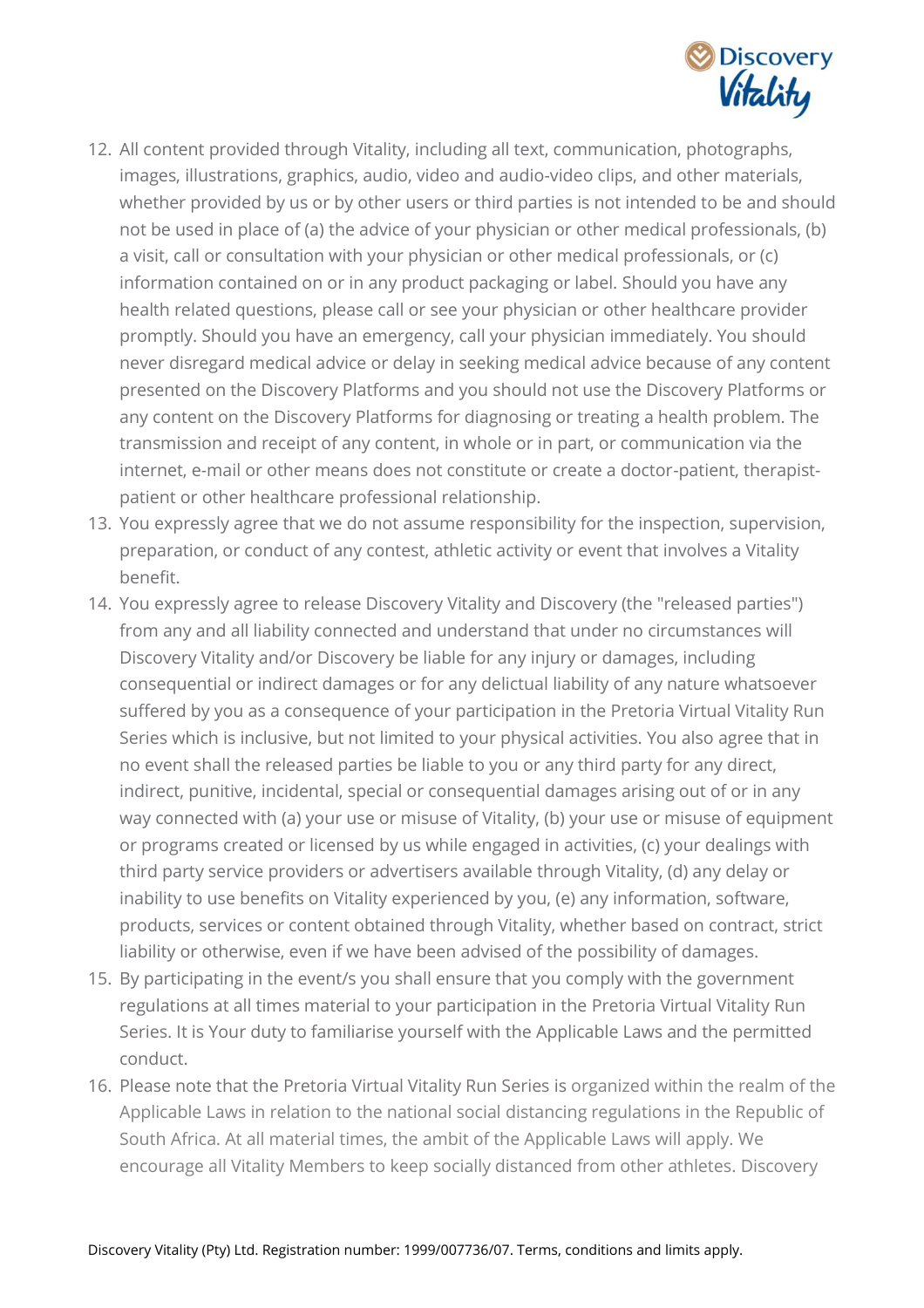12. All content provided through Vitality, including all text, communication, photographs, images, illustrations, graphics, audio, video and audio-video clips, and other materials, whether provided by us or by other users or third parties is not intended to be and should not be used in place of (a) the advice of your physician or other medical professionals, (b) a visit, call or consultation with your physician or other medical professionals, or (c) information contained on or in any product packaging or label. Should you have any health related questions, please call or see your physician or other healthcare provider promptly. Should you have an emergency, call your physician immediately. You should never disregard medical advice or delay in seeking medical advice because of any content presented on the Discovery Platforms and you should not use the Discovery Platforms or any content on the Discovery Platforms for diagnosing or treating a health problem. The transmission and receipt of any content, in whole or in part, or communication via the internet, e-mail or other means does not constitute or create a doctor-patient, therapist-patient or other healthcare professional relationship.
13. You expressly agree that we do not assume responsibility for the inspection, supervision, preparation, or conduct of any contest, athletic activity or event that involves a Vitality benefit.
14. You expressly agree to release Discovery Vitality and Discovery (the "released parties") from any and all liability connected and understand that under no circumstances will Discovery Vitality and/or Discovery be liable for any injury or damages, including consequential or indirect damages or for any delictual liability of any nature whatsoever suffered by you as a consequence of your participation in the Pretoria Virtual Vitality Run Series which is inclusive, but not limited to your physical activities. You also agree that in no event shall the released parties be liable to you or any third party for any direct, indirect, punitive, incidental, special or consequential damages arising out of or in any way connected with (a) your use or misuse of Vitality, (b) your use or misuse of equipment or programs created or licensed by us while engaged in activities, (c) your dealings with third party service providers or advertisers available through Vitality, (d) any delay or inability to use benefits on Vitality experienced by you, (e) any information, software, products, services or content obtained through Vitality, whether based on contract, strict liability or otherwise, even if we have been advised of the possibility of damages.
15. By participating in the event/s you shall ensure that you comply with the government regulations at all times material to your participation in the Pretoria Virtual Vitality Run Series. It is Your duty to familiarise yourself with the Applicable Laws and the permitted conduct.
16. Please note that the Pretoria Virtual Vitality Run Series is organized within the realm of the Applicable Laws in relation to the national social distancing regulations in the Republic of South Africa. At all material times, the ambit of the Applicable Laws will apply. We encourage all Vitality Members to keep socially distanced from other athletes. Discovery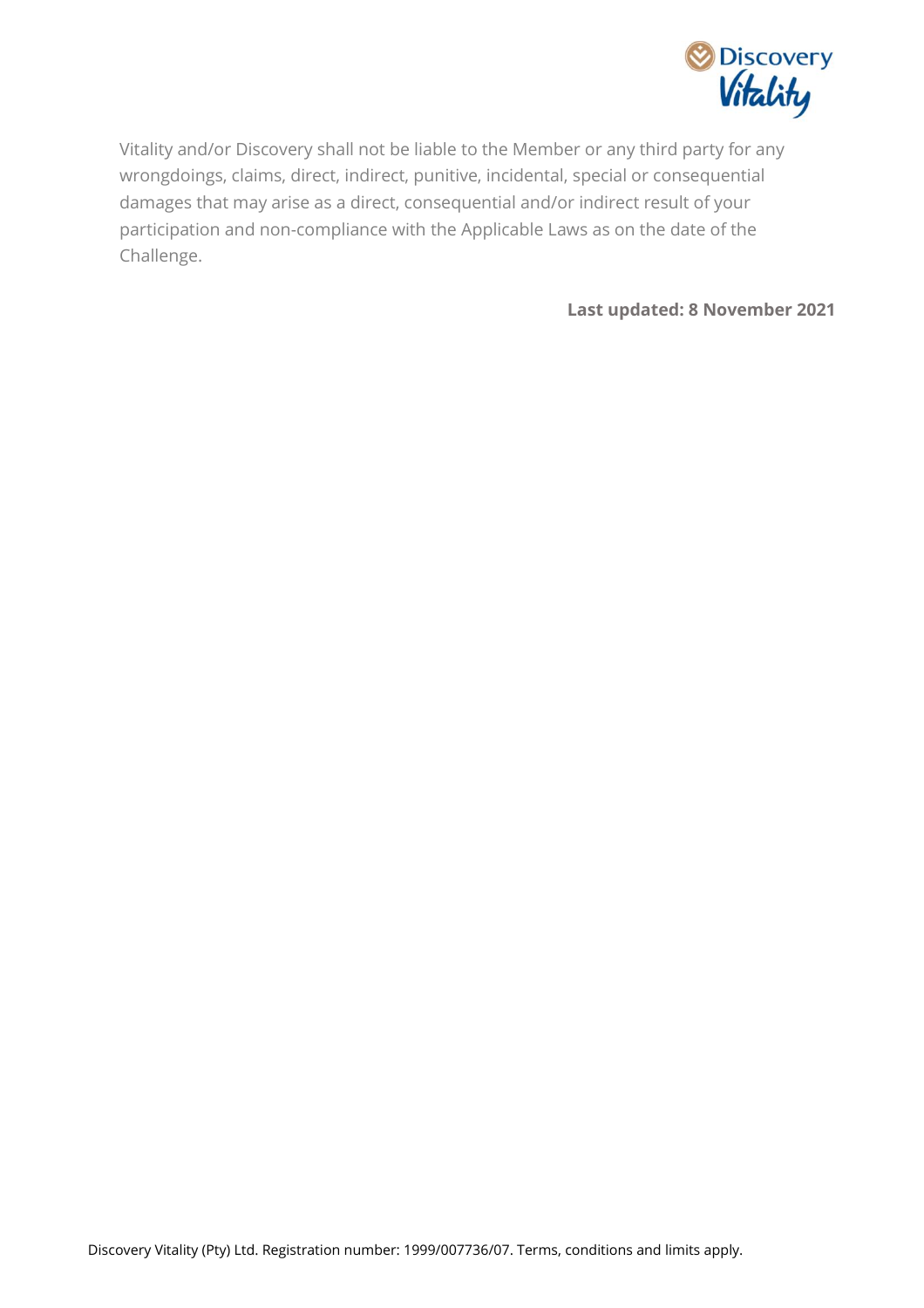Vitality and/or Discovery shall not be liable to the Member or any third party for any wrongdoings, claims, direct, indirect, punitive, incidental, special or consequential damages that may arise as a direct, consequential and/or indirect result of your participation and non-compliance with the Applicable Laws as on the date of the Challenge.

**Last updated: 8 November 2021**